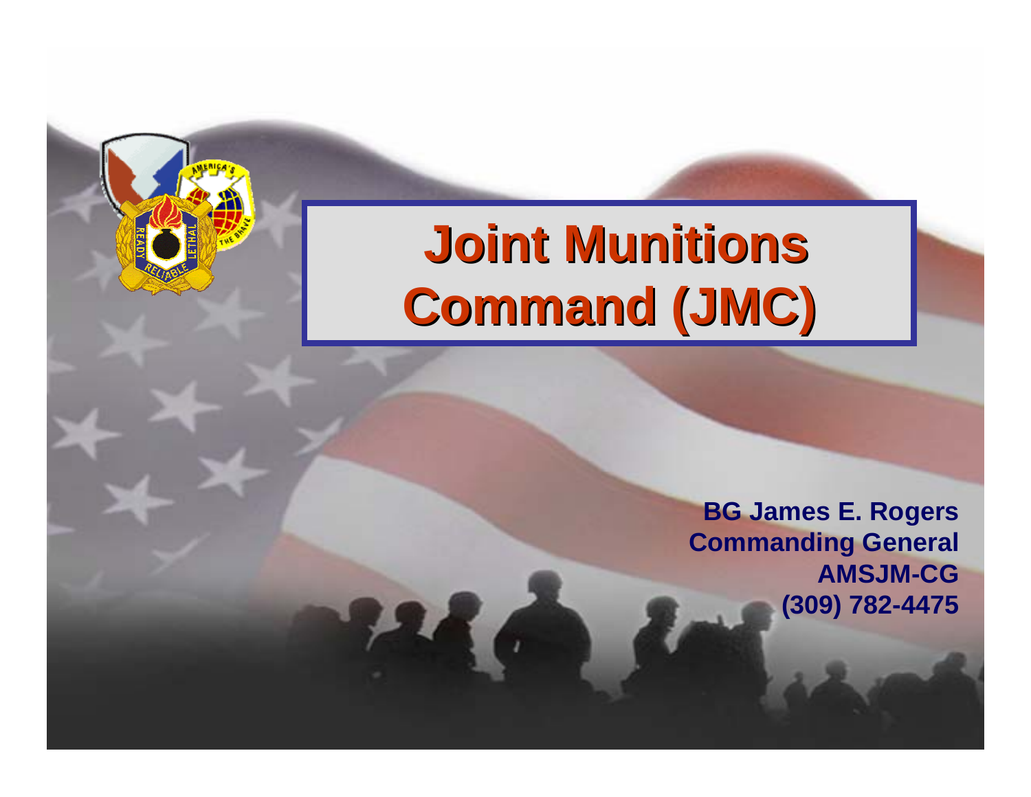# Joint Munitions Command (JMC)

**BG James E. Rogers**
**Commanding General**
**AMSJM-CG**
**(309) 782-4475**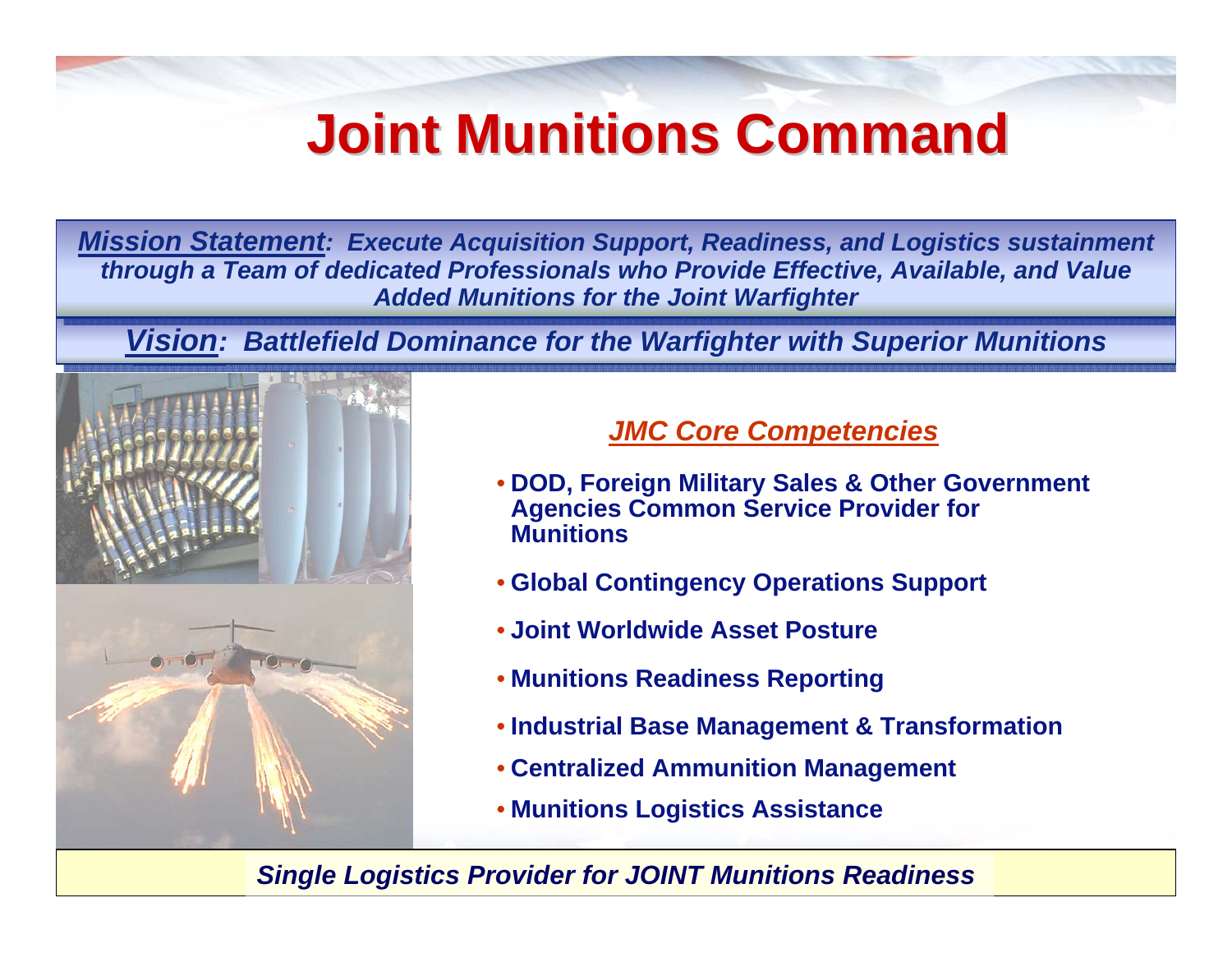# Joint Munitions Command

***Mission Statement**: Execute Acquisition Support, Readiness, and Logistics sustainment through a Team of dedicated Professionals who Provide Effective, Available, and Value Added Munitions for the Joint Warfighter*

***Vision**: Battlefield Dominance for the Warfighter with Superior Munitions*

## *JMC Core Competencies*

- **DOD, Foreign Military Sales & Other Government Agencies Common Service Provider for Munitions**
- **Global Contingency Operations Support**
- **Joint Worldwide Asset Posture**
- **Munitions Readiness Reporting**
- **Industrial Base Management & Transformation**
- **Centralized Ammunition Management**
- **Munitions Logistics Assistance**

***Single Logistics Provider for JOINT Munitions Readiness***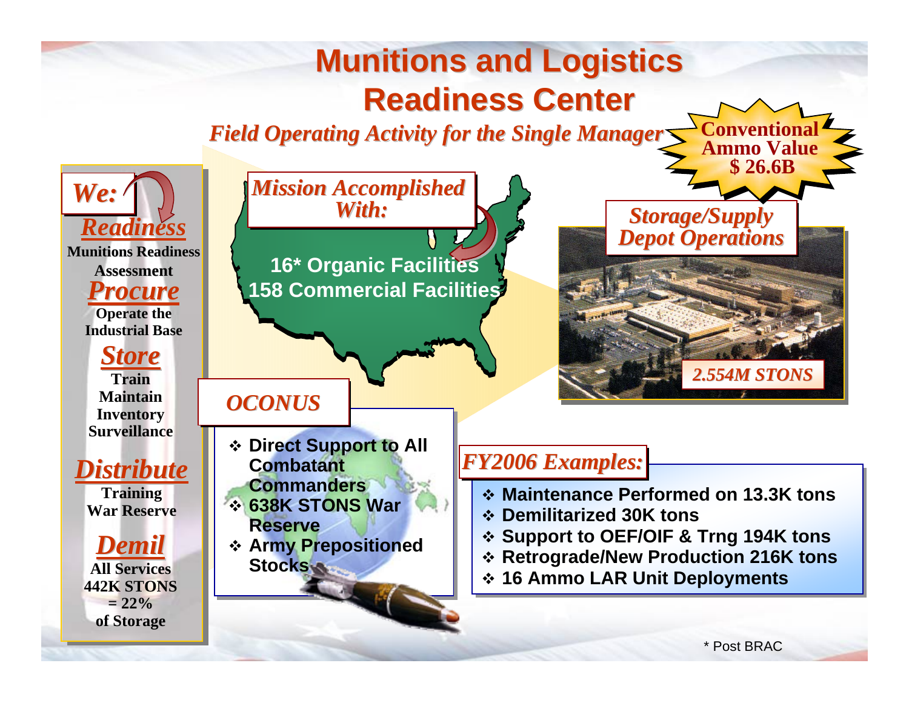# Munitions and Logistics Readiness Center

*Field Operating Activity for the Single Manager*

**Conventional Ammo Value $ 26.6B**

## *We:*

***Readiness***

Munitions Readiness Assessment

***Procure***

Operate the Industrial Base

***Store***

Train
Maintain
Inventory
Surveillance

***Distribute***

Training
War Reserve

***Demil***

All Services
442K STONS
= 22%
of Storage

## *Mission Accomplished With:*

**16* Organic Facilities**
**158 Commercial Facilities**

## *Storage/Supply Depot Operations*

*2.554M STONS*

## *OCONUS*

- **Direct Support to All Combatant Commanders**
- **638K STONS War Reserve**
- **Army Prepositioned Stocks**

## *FY2006 Examples:*

- **Maintenance Performed on 13.3K tons**
- **Demilitarized 30K tons**
- **Support to OEF/OIF & Trng 194K tons**
- **Retrograde/New Production 216K tons**
- **16 Ammo LAR Unit Deployments**

* Post BRAC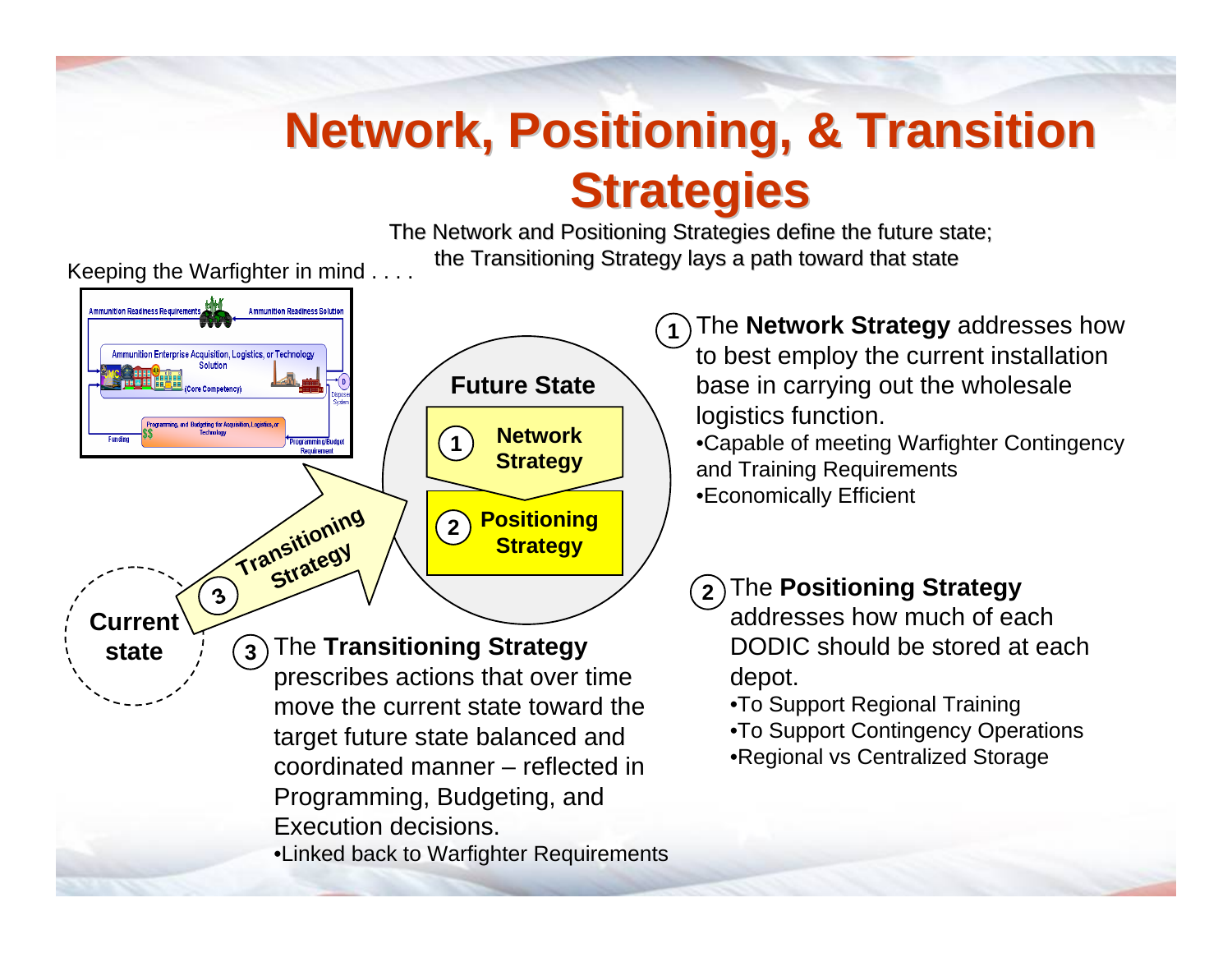# Network, Positioning, & Transition Strategies

The Network and Positioning Strategies define the future state; the Transitioning Strategy lays a path toward that state

Keeping the Warfighter in mind . . . .

Future State

1 Network Strategy

2 Positioning Strategy

3 Transitioning Strategy

Current state

1 The **Network Strategy** addresses how to best employ the current installation base in carrying out the wholesale logistics function.

- Capable of meeting Warfighter Contingency and Training Requirements
- Economically Efficient

2 The **Positioning Strategy** addresses how much of each DODIC should be stored at each depot.

- To Support Regional Training
- To Support Contingency Operations
- Regional vs Centralized Storage

3 The **Transitioning Strategy** prescribes actions that over time move the current state toward the target future state balanced and coordinated manner – reflected in Programming, Budgeting, and Execution decisions.

- Linked back to Warfighter Requirements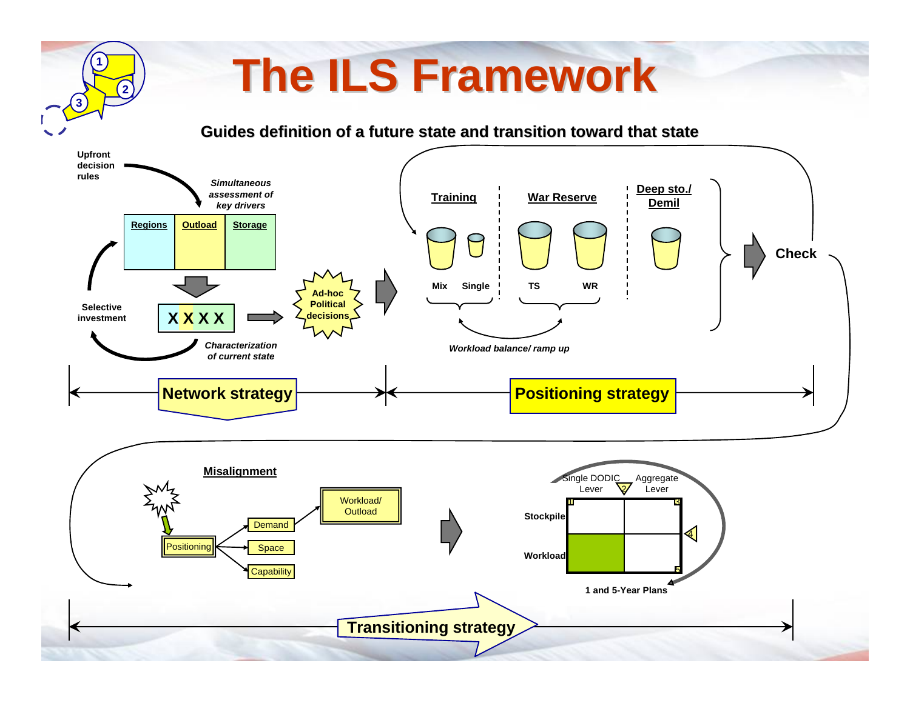# The ILS Framework

**Guides definition of a future state and transition toward that state**

Upfront decision rules

*Simultaneous assessment of key drivers*

| Regions | Outload | Storage |
|---|---|---|

X X X X

*Characterization of current state*

Selective investment

Ad-hoc Political decisions

**Training** — Mix, Single

**War Reserve** — TS, WR

**Deep sto./ Demil**

*Workload balance/ ramp up*

Check

**Network strategy**

**Positioning strategy**

**Misalignment**

Positioning → Demand, Space, Capability

Demand → Workload/ Outload

Single DODIC Lever

Aggregate Lever

Stockpile

Workload

1 and 5-Year Plans

**Transitioning strategy**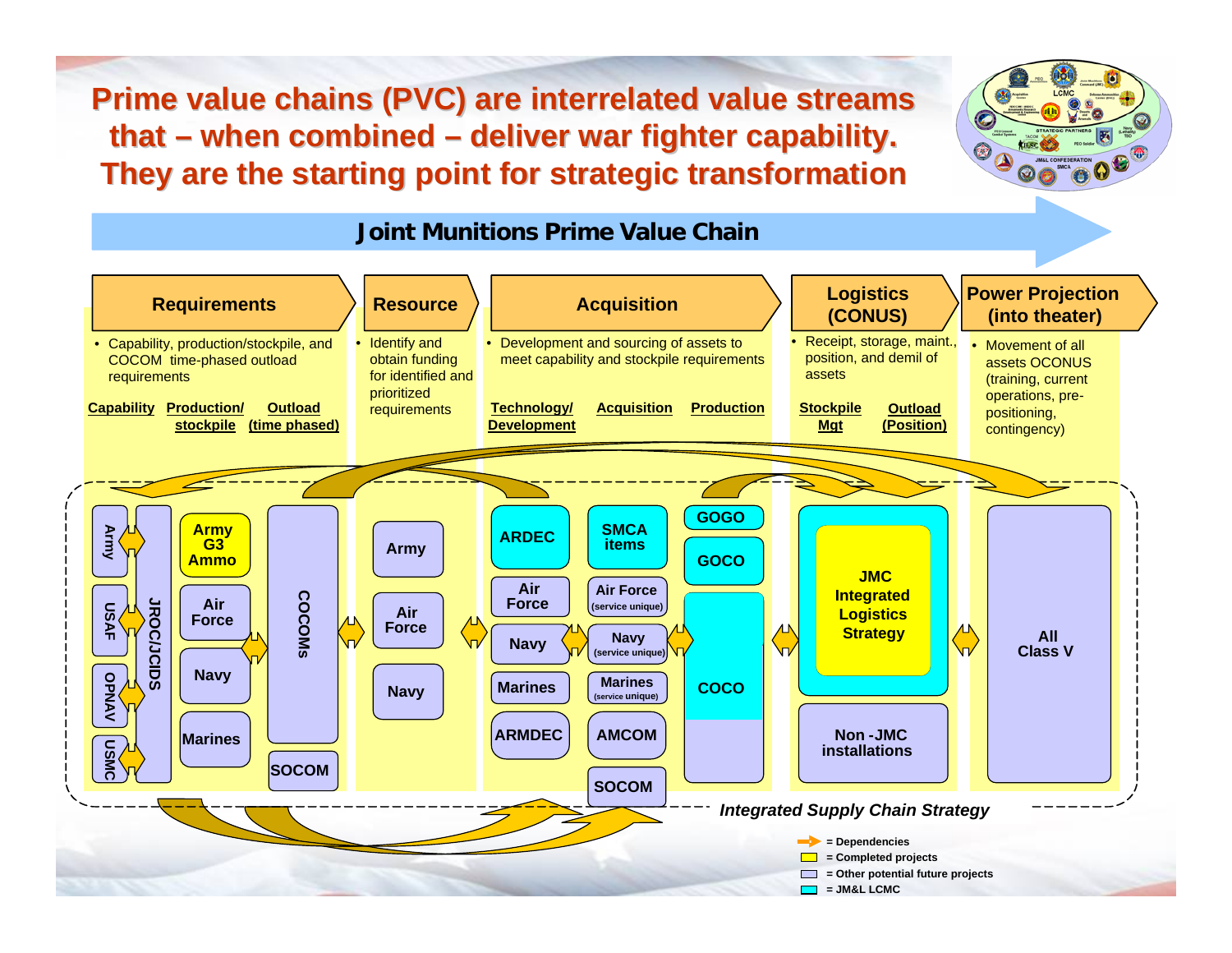# Prime value chains (PVC) are interrelated value streams that – when combined – deliver war fighter capability. They are the starting point for strategic transformation

## Joint Munitions Prime Value Chain

### Requirements

- Capability, production/stockpile, and COCOM time-phased outload requirements

**Capability** **Production/ stockpile** **Outload (time phased)**

### Resource

- Identify and obtain funding for identified and prioritized requirements

### Acquisition

- Development and sourcing of assets to meet capability and stockpile requirements

**Technology/ Development** **Acquisition** **Production**

### Logistics (CONUS)

- Receipt, storage, maint., position, and demil of assets

**Stockpile Mgt** **Outload (Position)**

### Power Projection (into theater)

- Movement of all assets OCONUS (training, current operations, pre-positioning, contingency)

---

**Requirements:** Army, USAF, OPNAV, USMC, JROC/JCIDS, Army G3 Ammo, Air Force, Navy, Marines, COCOMs, SOCOM

**Resource:** Army, Air Force, Navy

**Acquisition:** ARDEC, Air Force, Navy, Marines, ARMDEC, SMCA items, Air Force (service unique), Navy (service unique), Marines (service unique), AMCOM, SOCOM, GOGO, GOCO, COCO

**Logistics (CONUS):** JMC Integrated Logistics Strategy, Non-JMC installations

**Power Projection:** All Class V

*Integrated Supply Chain Strategy*

Legend:
- = Dependencies
- = Completed projects
- = Other potential future projects
- = JM&L LCMC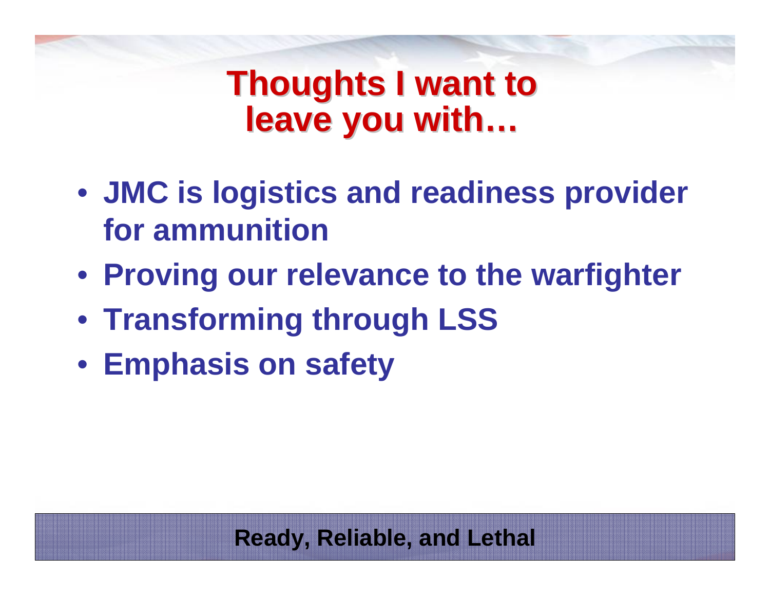# Thoughts I want to leave you with…

- **JMC is logistics and readiness provider for ammunition**
- **Proving our relevance to the warfighter**
- **Transforming through LSS**
- **Emphasis on safety**

**Ready, Reliable, and Lethal**